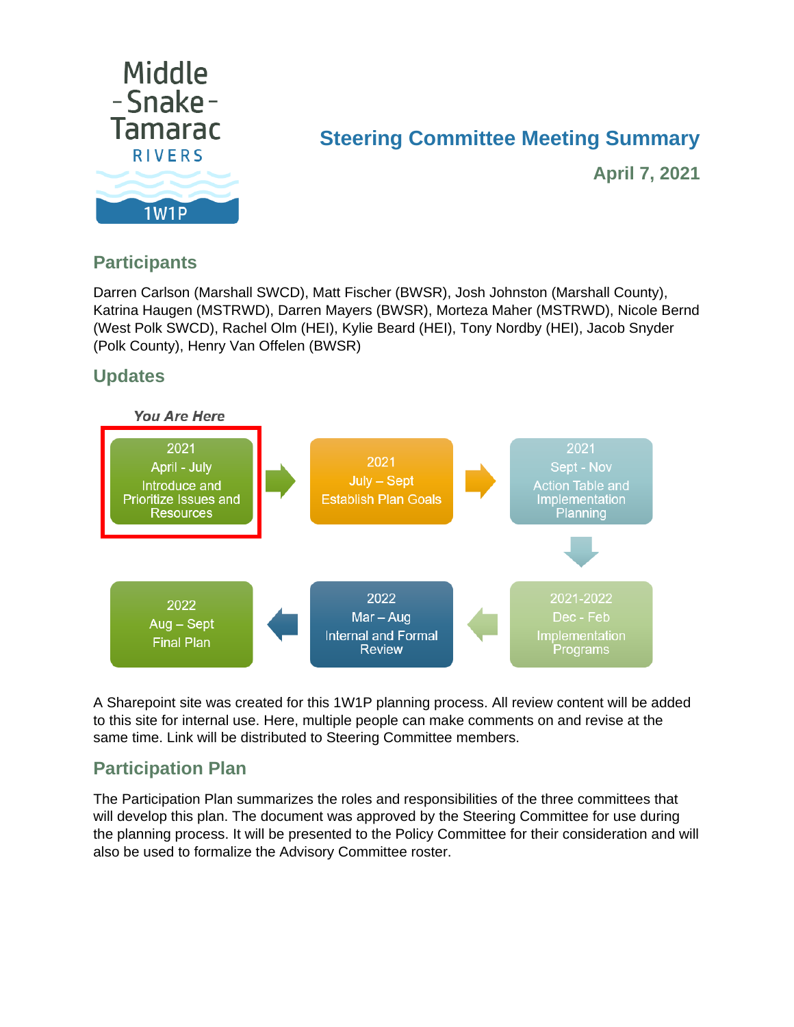Middle - Snake - Tamarac RIVERS 1W1P

# Steering Committee Meeting Summary

**April 7, 2021**

## Participants

Darren Carlson (Marshall SWCD), Matt Fischer (BWSR), Josh Johnston (Marshall County), Katrina Haugen (MSTRWD), Darren Mayers (BWSR), Morteza Maher (MSTRWD), Nicole Bernd (West Polk SWCD), Rachel Olm (HEI), Kylie Beard (HEI), Tony Nordby (HEI), Jacob Snyder (Polk County), Henry Van Offelen (BWSR)

## Updates

*You Are Here*

- 2021 April - July: Introduce and Prioritize Issues and Resources
- 2021 July – Sept: Establish Plan Goals
- 2021 Sept - Nov: Action Table and Implementation Planning
- 2021-2022 Dec - Feb: Implementation Programs
- 2022 Mar – Aug: Internal and Formal Review
- 2022 Aug – Sept: Final Plan

A Sharepoint site was created for this 1W1P planning process. All review content will be added to this site for internal use. Here, multiple people can make comments on and revise at the same time. Link will be distributed to Steering Committee members.

## Participation Plan

The Participation Plan summarizes the roles and responsibilities of the three committees that will develop this plan. The document was approved by the Steering Committee for use during the planning process. It will be presented to the Policy Committee for their consideration and will also be used to formalize the Advisory Committee roster.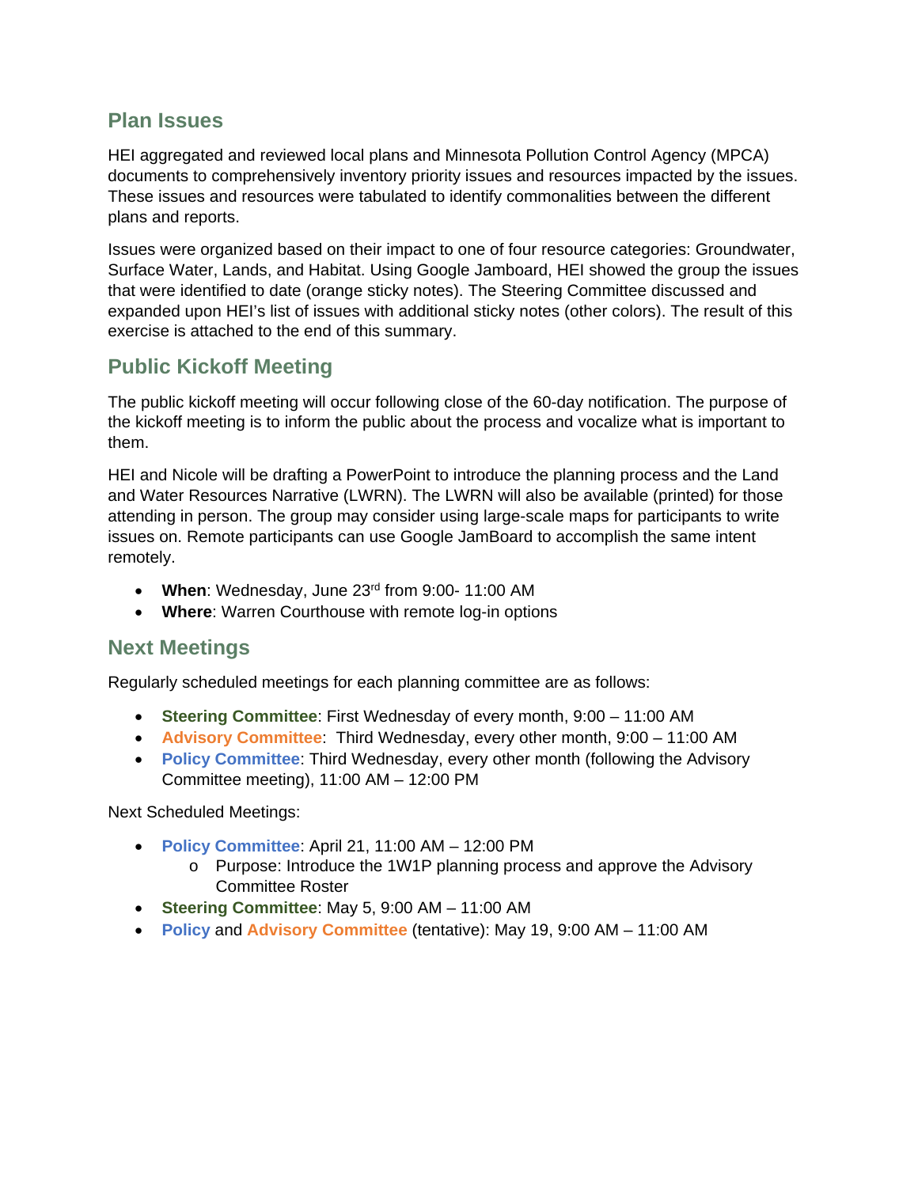## Plan Issues

HEI aggregated and reviewed local plans and Minnesota Pollution Control Agency (MPCA) documents to comprehensively inventory priority issues and resources impacted by the issues. These issues and resources were tabulated to identify commonalities between the different plans and reports.

Issues were organized based on their impact to one of four resource categories: Groundwater, Surface Water, Lands, and Habitat. Using Google Jamboard, HEI showed the group the issues that were identified to date (orange sticky notes). The Steering Committee discussed and expanded upon HEI's list of issues with additional sticky notes (other colors). The result of this exercise is attached to the end of this summary.

## Public Kickoff Meeting

The public kickoff meeting will occur following close of the 60-day notification. The purpose of the kickoff meeting is to inform the public about the process and vocalize what is important to them.

HEI and Nicole will be drafting a PowerPoint to introduce the planning process and the Land and Water Resources Narrative (LWRN). The LWRN will also be available (printed) for those attending in person. The group may consider using large-scale maps for participants to write issues on. Remote participants can use Google JamBoard to accomplish the same intent remotely.

- **When**: Wednesday, June 23rd from 9:00- 11:00 AM
- **Where**: Warren Courthouse with remote log-in options

## Next Meetings

Regularly scheduled meetings for each planning committee are as follows:

- **Steering Committee**: First Wednesday of every month, 9:00 – 11:00 AM
- **Advisory Committee**: Third Wednesday, every other month, 9:00 – 11:00 AM
- **Policy Committee**: Third Wednesday, every other month (following the Advisory Committee meeting), 11:00 AM – 12:00 PM

Next Scheduled Meetings:

- **Policy Committee**: April 21, 11:00 AM – 12:00 PM
  - Purpose: Introduce the 1W1P planning process and approve the Advisory Committee Roster
- **Steering Committee**: May 5, 9:00 AM – 11:00 AM
- **Policy** and **Advisory Committee** (tentative): May 19, 9:00 AM – 11:00 AM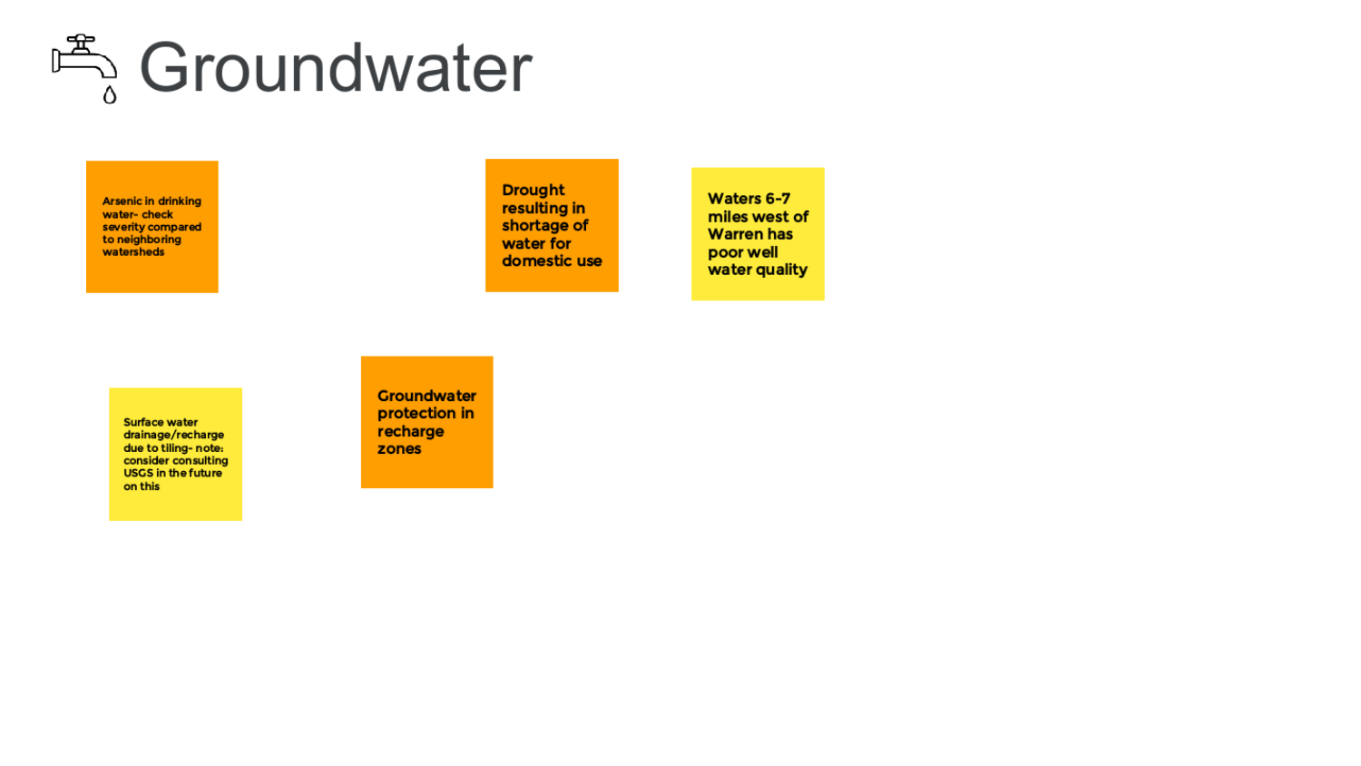# Groundwater

- Arsenic in drinking water- check severity compared to neighboring watersheds

- Drought resulting in shortage of water for domestic use

- Waters 6-7 miles west of Warren has poor well water quality

- Surface water drainage/recharge due to tiling- note: consider consulting USGS in the future on this

- Groundwater protection in recharge zones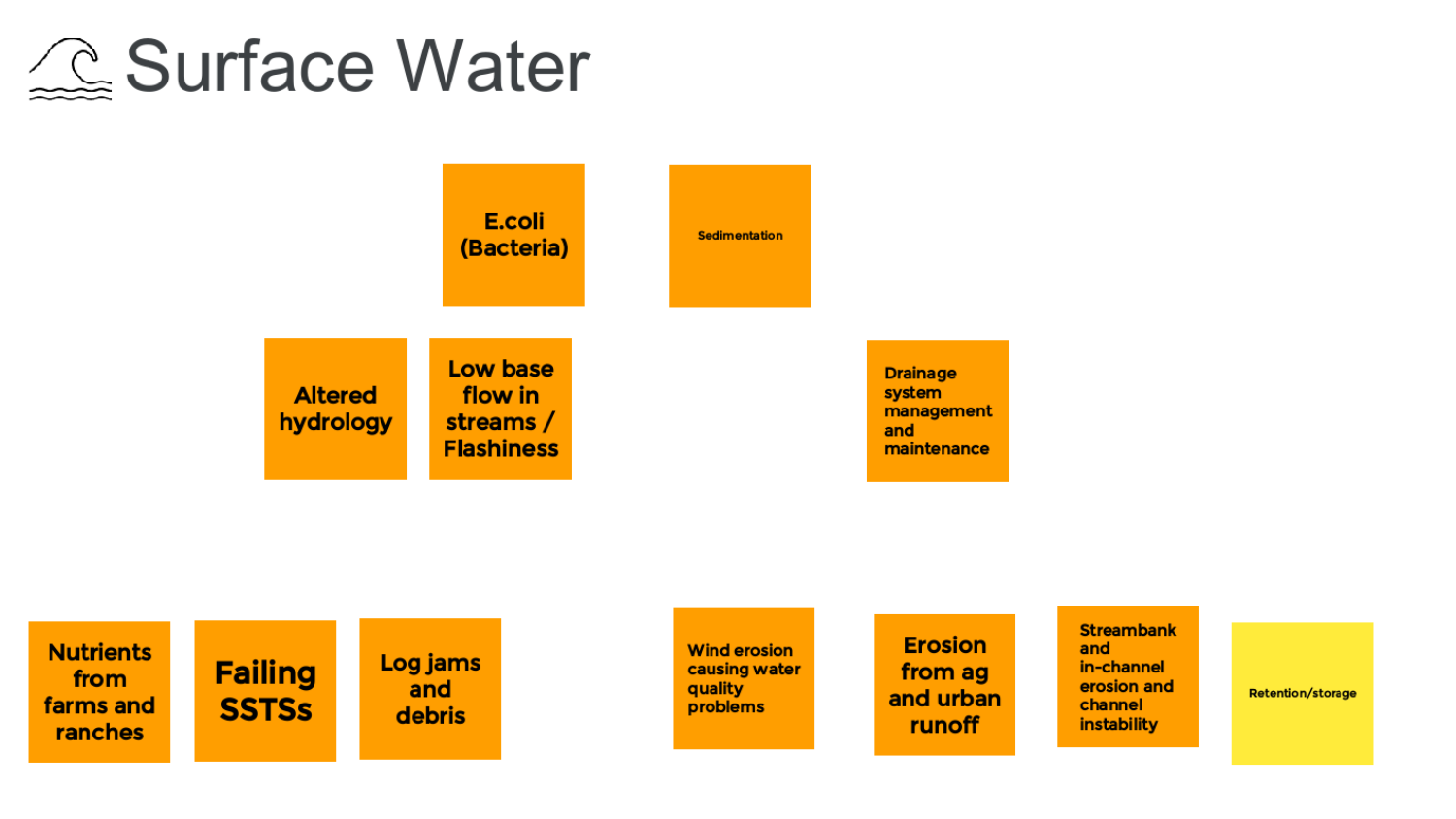# Surface Water

- E.coli (Bacteria)
- Sedimentation
- Altered hydrology
- Low base flow in streams / Flashiness
- Drainage system management and maintenance
- Nutrients from farms and ranches
- Failing SSTSs
- Log jams and debris
- Wind erosion causing water quality problems
- Erosion from ag and urban runoff
- Streambank and in-channel erosion and channel instability
- Retention/storage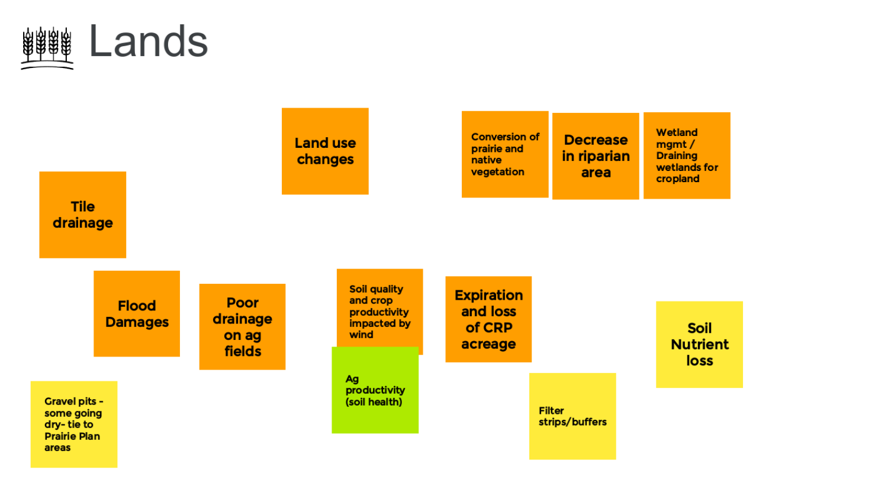# Lands

- Land use changes
- Conversion of prairie and native vegetation
- Decrease in riparian area
- Wetland mgmt / Draining wetlands for cropland
- Tile drainage
- Flood Damages
- Poor drainage on ag fields
- Soil quality and crop productivity impacted by wind
- Expiration and loss of CRP acreage
- Soil Nutrient loss
- Ag productivity (soil health)
- Gravel pits - some going dry- tie to Prairie Plan areas
- Filter strips/buffers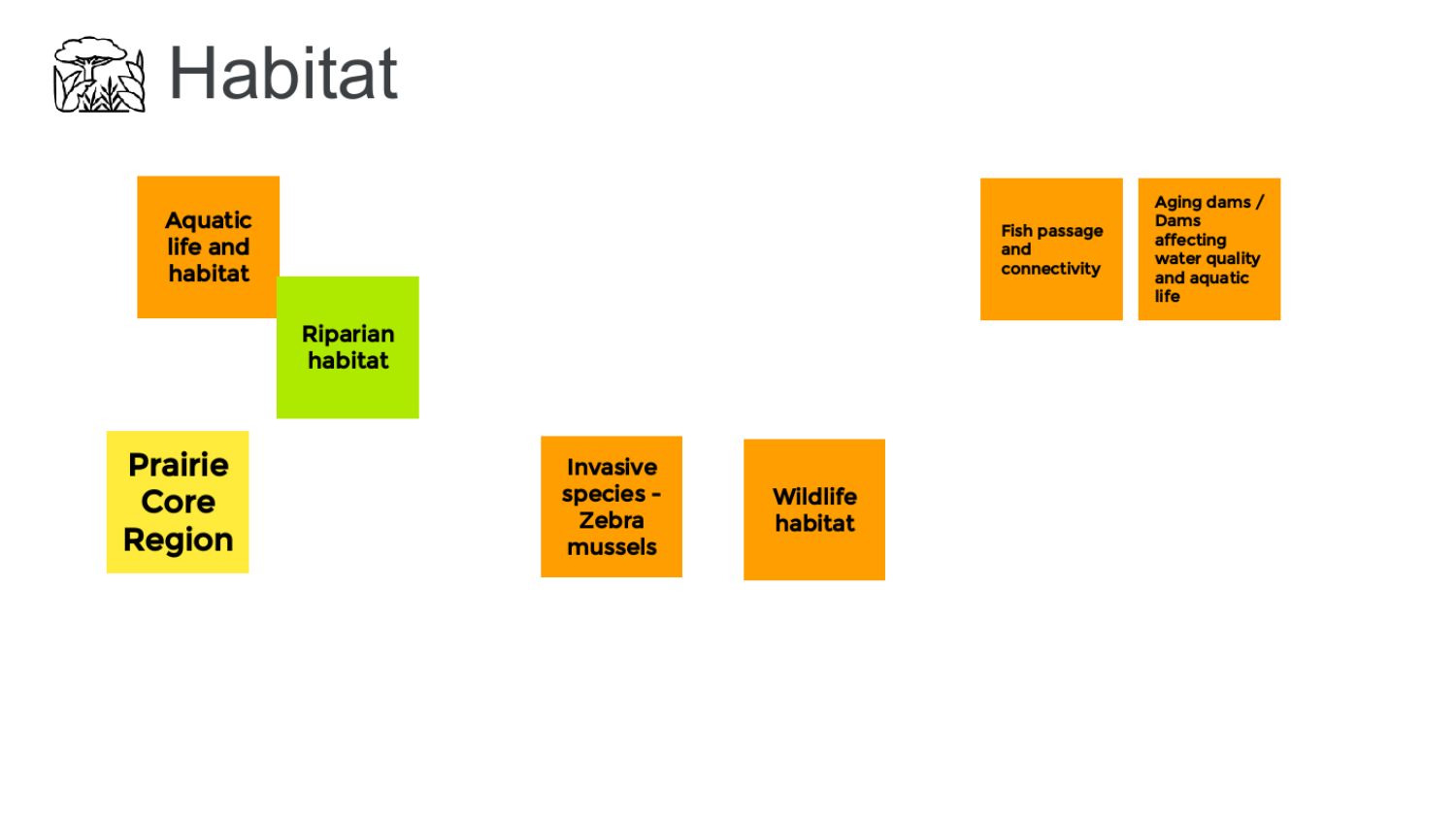# Habitat

- Aquatic life and habitat
- Riparian habitat
- Prairie Core Region
- Invasive species - Zebra mussels
- Wildlife habitat
- Fish passage and connectivity
- Aging dams / Dams affecting water quality and aquatic life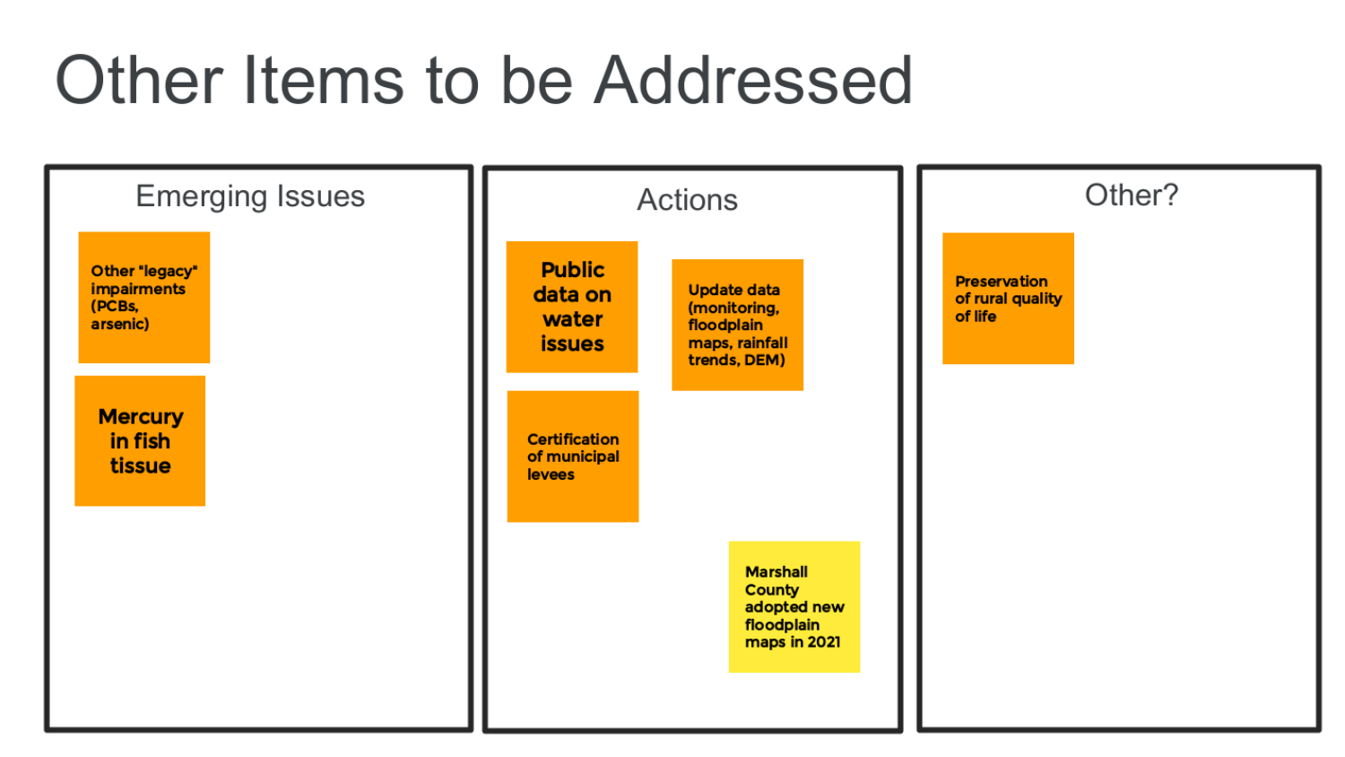# Other Items to be Addressed

## Emerging Issues

- Other "legacy" impairments (PCBs, arsenic)
- Mercury in fish tissue

## Actions

- Public data on water issues
- Update data (monitoring, floodplain maps, rainfall trends, DEM)
- Certification of municipal levees
- Marshall County adopted new floodplain maps in 2021

## Other?

- Preservation of rural quality of life